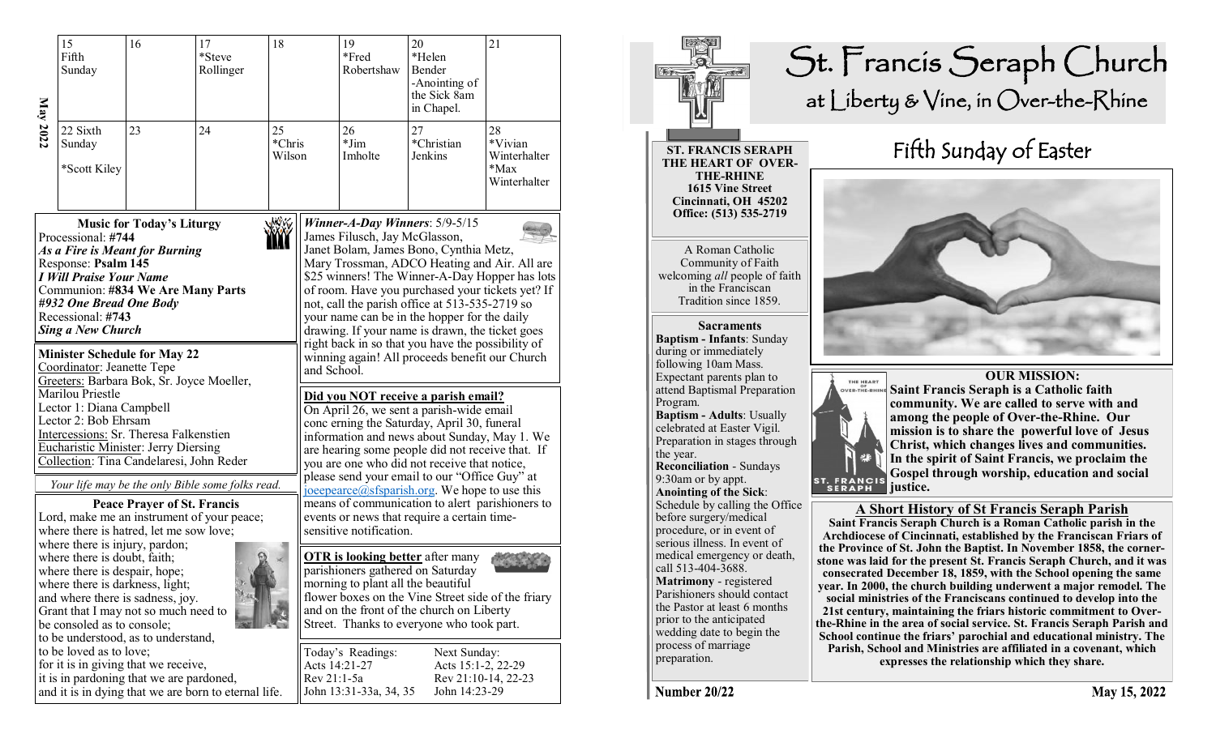**May 2022**

| | | | | | | |
|---|---|---|---|---|---|---|
| 15 Fifth Sunday | 16 | 17 *Steve Rollinger | 18 | 19 *Fred Robertshaw | 20 *Helen Bender -Anointing of the Sick 8am in Chapel. | 21 |
| 22 Sixth Sunday *Scott Kiley | 23 | 24 | 25 *Chris Wilson | 26 *Jim Imholte | 27 *Christian Jenkins | 28 *Vivian Winterhalter *Max Winterhalter |

### Music for Today's Liturgy

Processional: **#744**
***As a Fire is Meant for Burning***
Response: **Psalm 145**
***I Will Praise Your Name***
Communion: **#834 We Are Many Parts**
***#932 One Bread One Body***
Recessional: **#743**
***Sing a New Church***

### Minister Schedule for May 22

Coordinator: Jeanette Tepe
Greeters: Barbara Bok, Sr. Joyce Moeller, Marilou Priestle
Lector 1: Diana Campbell
Lector 2: Bob Ehrsam
Intercessions: Sr. Theresa Falkenstien
Eucharistic Minister: Jerry Diersing
Collection: Tina Candelaresi, John Reder

*Your life may be the only Bible some folks read.*

### Peace Prayer of St. Francis

Lord, make me an instrument of your peace;
where there is hatred, let me sow love;
where there is injury, pardon;
where there is doubt, faith;
where there is despair, hope;
where there is darkness, light;
and where there is sadness, joy.
Grant that I may not so much need to be consoled as to console;
to be understood, as to understand,
to be loved as to love;
for it is in giving that we receive,
it is in pardoning that we are pardoned,
and it is in dying that we are born to eternal life.

***Winner-A-Day Winners***: 5/9-5/15
James Filusch, Jay McGlasson, Janet Bolam, James Bono, Cynthia Metz, Mary Trossman, ADCO Heating and Air. All are $25 winners! The Winner-A-Day Hopper has lots of room. Have you purchased your tickets yet? If not, call the parish office at 513-535-2719 so your name can be in the hopper for the daily drawing. If your name is drawn, the ticket goes right back in so that you have the possibility of winning again! All proceeds benefit our Church and School.

**Did you NOT receive a parish email?**
On April 26, we sent a parish-wide email conc erning the Saturday, April 30, funeral information and news about Sunday, May 1. We are hearing some people did not receive that. If you are one who did not receive that notice, please send your email to our "Office Guy" at joeepearce@sfsparish.org. We hope to use this means of communication to alert parishioners to events or news that require a certain time-sensitive notification.

**OTR is looking better** after many parishioners gathered on Saturday morning to plant all the beautiful flower boxes on the Vine Street side of the friary and on the front of the church on Liberty Street. Thanks to everyone who took part.

| Today's Readings: | Next Sunday: |
|---|---|
| Acts 14:21-27 | Acts 15:1-2, 22-29 |
| Rev 21:1-5a | Rev 21:10-14, 22-23 |
| John 13:31-33a, 34, 35 | John 14:23-29 |

# St. Francis Seraph Church

## at Liberty & Vine, in Over-the-Rhine

**ST. FRANCIS SERAPH**
**THE HEART OF OVER-THE-RHINE**
**1615 Vine Street**
**Cincinnati, OH 45202**
**Office: (513) 535-2719**

A Roman Catholic Community of Faith welcoming *all* people of faith in the Franciscan Tradition since 1859.

### Sacraments

**Baptism - Infants**: Sunday during or immediately following 10am Mass. Expectant parents plan to attend Baptismal Preparation Program.
**Baptism - Adults**: Usually celebrated at Easter Vigil. Preparation in stages through the year.
**Reconciliation** - Sundays 9:30am or by appt.
**Anointing of the Sick**: Schedule by calling the Office before surgery/medical procedure, or in event of serious illness. In event of medical emergency or death, call 513-404-3688.
**Matrimony** - registered Parishioners should contact the Pastor at least 6 months prior to the anticipated wedding date to begin the process of marriage preparation.

## Fifth Sunday of Easter

### OUR MISSION:

**Saint Francis Seraph is a Catholic faith community. We are called to serve with and among the people of Over-the-Rhine. Our mission is to share the powerful love of Jesus Christ, which changes lives and communities. In the spirit of Saint Francis, we proclaim the Gospel through worship, education and social justice.**

### A Short History of St Francis Seraph Parish

**Saint Francis Seraph Church is a Roman Catholic parish in the Archdiocese of Cincinnati, established by the Franciscan Friars of the Province of St. John the Baptist. In November 1858, the corner-stone was laid for the present St. Francis Seraph Church, and it was consecrated December 18, 1859, with the School opening the same year. In 2000, the church building underwent a major remodel. The social ministries of the Franciscans continued to develop into the 21st century, maintaining the friars historic commitment to Over-the-Rhine in the area of social service. St. Francis Seraph Parish and School continue the friars' parochial and educational ministry. The Parish, School and Ministries are affiliated in a covenant, which expresses the relationship which they share.**

**Number 20/22** **May 15, 2022**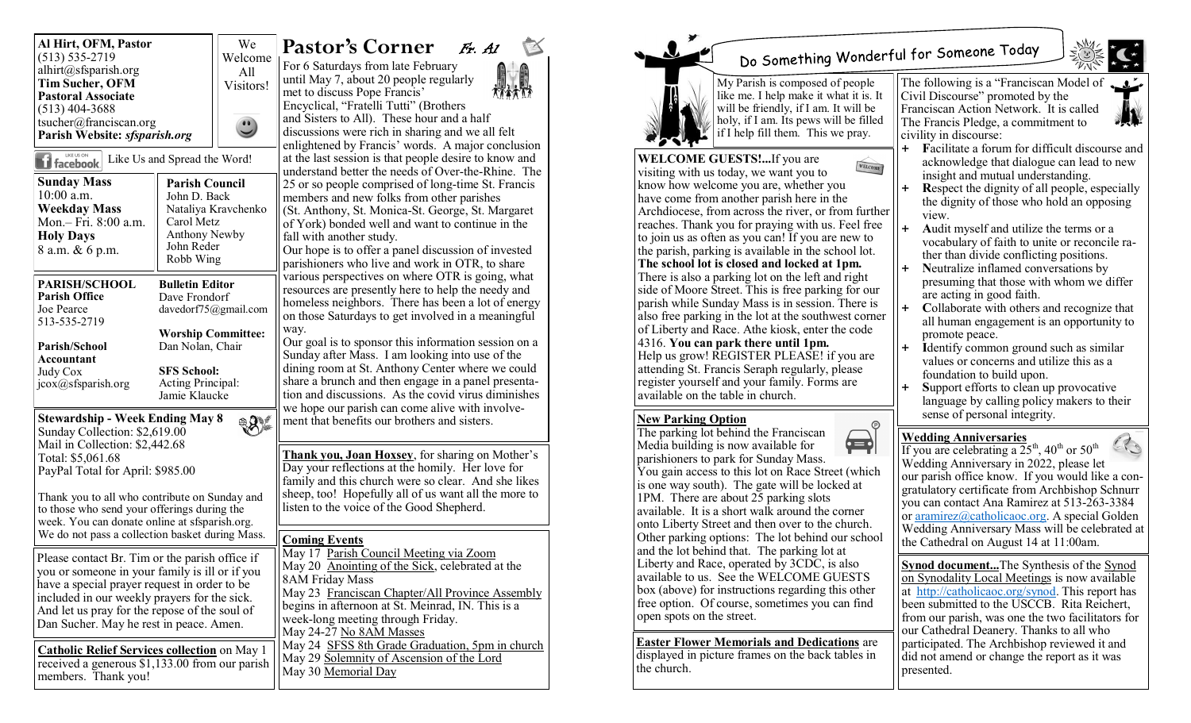Al Hirt, OFM, Pastor
(513) 535-2719
alhirt@sfsparish.org
**Tim Sucher, OFM**
**Pastoral Associate**
(513) 404-3688
tsucher@franciscan.org
**Parish Website:** ***sfsparish.org***

We Welcome All Visitors!

Like Us and Spread the Word!

| | |
|---|---|
| **Sunday Mass**<br>10:00 a.m.<br>**Weekday Mass**<br>Mon.– Fri. 8:00 a.m.<br>**Holy Days**<br>8 a.m. & 6 p.m. | **Parish Council**<br>John D. Back<br>Nataliya Kravchenko<br>Carol Metz<br>Anthony Newby<br>John Reder<br>Robb Wing |

| | |
|---|---|
| **PARISH/SCHOOL**<br>**Parish Office**<br>Joe Pearce<br>513-535-2719<br><br>**Parish/School Accountant**<br>Judy Cox<br>jcox@sfsparish.org | **Bulletin Editor**<br>Dave Frondorf<br>davedorf75@gmail.com<br><br>**Worship Committee:**<br>Dan Nolan, Chair<br><br>**SFS School:**<br>Acting Principal:<br>Jamie Klaucke |

**Stewardship - Week Ending May 8**
Sunday Collection: $2,619.00
Mail in Collection: $2,442.68
Total: $5,061.68
PayPal Total for April: $985.00

Thank you to all who contribute on Sunday and to those who send your offerings during the week. You can donate online at sfsparish.org. We do not pass a collection basket during Mass.

Please contact Br. Tim or the parish office if you or someone in your family is ill or if you have a special prayer request in order to be included in our weekly prayers for the sick. And let us pray for the repose of the soul of Dan Sucher. May he rest in peace. Amen.

**Catholic Relief Services collection** on May 1 received a generous $1,133.00 from our parish members. Thank you!

# Pastor's Corner

*Fr. Al*

For 6 Saturdays from late February until May 7, about 20 people regularly met to discuss Pope Francis' Encyclical, "Fratelli Tutti" (Brothers and Sisters to All). These hour and a half discussions were rich in sharing and we all felt enlightened by Francis' words. A major conclusion at the last session is that people desire to know and understand better the needs of Over-the-Rhine. The 25 or so people comprised of long-time St. Francis members and new folks from other parishes (St. Anthony, St. Monica-St. George, St. Margaret of York) bonded well and want to continue in the fall with another study.

Our hope is to offer a panel discussion of invested parishioners who live and work in OTR, to share various perspectives on where OTR is going, what resources are presently here to help the needy and homeless neighbors. There has been a lot of energy on those Saturdays to get involved in a meaningful way.

Our goal is to sponsor this information session on a Sunday after Mass. I am looking into use of the dining room at St. Anthony Center where we could share a brunch and then engage in a panel presentation and discussions. As the covid virus diminishes we hope our parish can come alive with involvement that benefits our brothers and sisters.

**Thank you, Joan Hoxsey**, for sharing on Mother's Day your reflections at the homily. Her love for family and this church were so clear. And she likes sheep, too! Hopefully all of us want all the more to listen to the voice of the Good Shepherd.

**Coming Events**

May 17 Parish Council Meeting via Zoom
May 20 Anointing of the Sick, celebrated at the 8AM Friday Mass
May 23 Franciscan Chapter/All Province Assembly begins in afternoon at St. Meinrad, IN. This is a week-long meeting through Friday.
May 24-27 No 8AM Masses
May 24 SFSS 8th Grade Graduation, 5pm in church
May 29 Solemnity of Ascension of the Lord
May 30 Memorial Day

## Do Something Wonderful for Someone Today

My Parish is composed of people like me. I help make it what it is. It will be friendly, if I am. It will be holy, if I am. Its pews will be filled if I help fill them. This we pray.

**WELCOME GUESTS!...**If you are visiting with us today, we want you to know how welcome you are, whether you have come from another parish here in the Archdiocese, from across the river, or from further reaches. Thank you for praying with us. Feel free to join us as often as you can! If you are new to the parish, parking is available in the school lot. **The school lot is closed and locked at 1pm.** There is also a parking lot on the left and right side of Moore Street. This is free parking for our parish while Sunday Mass is in session. There is also free parking in the lot at the southwest corner of Liberty and Race. Athe kiosk, enter the code 4316. **You can park there until 1pm.**
Help us grow! REGISTER PLEASE! if you are attending St. Francis Seraph regularly, please register yourself and your family. Forms are available on the table in church.

**New Parking Option**

The parking lot behind the Franciscan Media building is now available for parishioners to park for Sunday Mass. You gain access to this lot on Race Street (which is one way south). The gate will be locked at 1PM. There are about 25 parking slots available. It is a short walk around the corner onto Liberty Street and then over to the church. Other parking options: The lot behind our school and the lot behind that. The parking lot at Liberty and Race, operated by 3CDC, is also available to us. See the WELCOME GUESTS box (above) for instructions regarding this other free option. Of course, sometimes you can find open spots on the street.

**Easter Flower Memorials and Dedications** are displayed in picture frames on the back tables in the church.

The following is a "Franciscan Model of Civil Discourse" promoted by the Franciscan Action Network. It is called The Francis Pledge, a commitment to civility in discourse:

+ **F**acilitate a forum for difficult discourse and acknowledge that dialogue can lead to new insight and mutual understanding.
+ **R**espect the dignity of all people, especially the dignity of those who hold an opposing view.
+ **A**udit myself and utilize the terms or a vocabulary of faith to unite or reconcile rather than divide conflicting positions.
+ **N**eutralize inflamed conversations by presuming that those with whom we differ are acting in good faith.
+ **C**ollaborate with others and recognize that all human engagement is an opportunity to promote peace.
+ **I**dentify common ground such as similar values or concerns and utilize this as a foundation to build upon.
+ **S**upport efforts to clean up provocative language by calling policy makers to their sense of personal integrity.

**Wedding Anniversaries**

If you are celebrating a 25th, 40th or 50th Wedding Anniversary in 2022, please let our parish office know. If you would like a congratulatory certificate from Archbishop Schnurr you can contact Ana Ramirez at 513-263-3384 or aramirez@catholicaoc.org. A special Golden Wedding Anniversary Mass will be celebrated at the Cathedral on August 14 at 11:00am.

**Synod document...**The Synthesis of the Synod on Synodality Local Meetings is now available at http://catholicaoc.org/synod. This report has been submitted to the USCCB. Rita Reichert, from our parish, was one the two facilitators for our Cathedral Deanery. Thanks to all who participated. The Archbishop reviewed it and did not amend or change the report as it was presented.